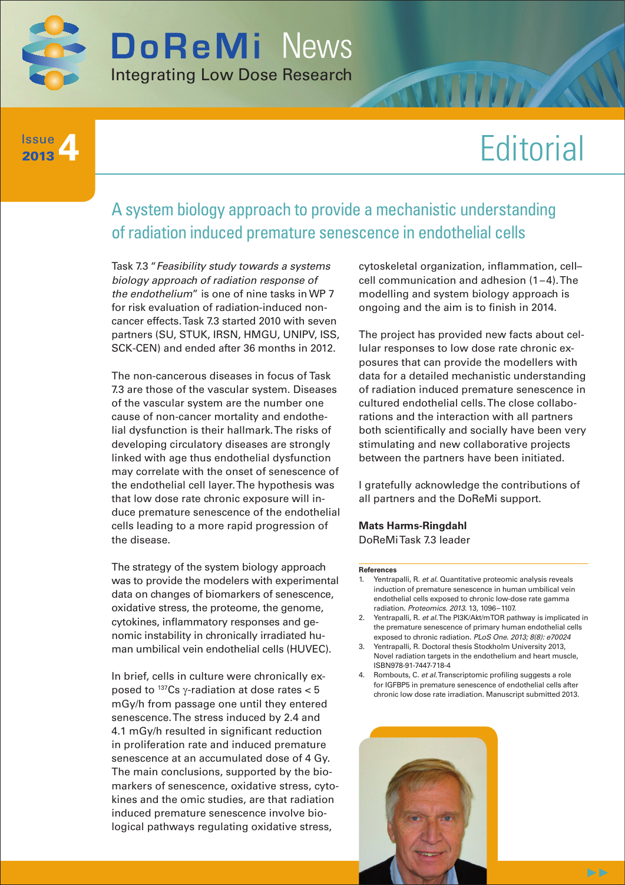# DoReMi News

Integrating Low Dose Research

Issue 4 2013

# Editorial

## A system biology approach to provide a mechanistic understanding of radiation induced premature senescence in endothelial cells

Task 7.3 "*Feasibility study towards a systems biology approach of radiation response of the endothelium*" is one of nine tasks in WP 7 for risk evaluation of radiation-induced non-cancer effects. Task 7.3 started 2010 with seven partners (SU, STUK, IRSN, HMGU, UNIPV, ISS, SCK-CEN) and ended after 36 months in 2012.

The non-cancerous diseases in focus of Task 7.3 are those of the vascular system. Diseases of the vascular system are the number one cause of non-cancer mortality and endothelial dysfunction is their hallmark. The risks of developing circulatory diseases are strongly linked with age thus endothelial dysfunction may correlate with the onset of senescence of the endothelial cell layer. The hypothesis was that low dose rate chronic exposure will induce premature senescence of the endothelial cells leading to a more rapid progression of the disease.

The strategy of the system biology approach was to provide the modelers with experimental data on changes of biomarkers of senescence, oxidative stress, the proteome, the genome, cytokines, inflammatory responses and genomic instability in chronically irradiated human umbilical vein endothelial cells (HUVEC).

In brief, cells in culture were chronically exposed to $^{137}$Cs $\gamma$-radiation at dose rates < 5 mGy/h from passage one until they entered senescence. The stress induced by 2.4 and 4.1 mGy/h resulted in significant reduction in proliferation rate and induced premature senescence at an accumulated dose of 4 Gy. The main conclusions, supported by the biomarkers of senescence, oxidative stress, cytokines and the omic studies, are that radiation induced premature senescence involve biological pathways regulating oxidative stress, cytoskeletal organization, inflammation, cell–cell communication and adhesion (1–4). The modelling and system biology approach is ongoing and the aim is to finish in 2014.

The project has provided new facts about cellular responses to low dose rate chronic exposures that can provide the modellers with data for a detailed mechanistic understanding of radiation induced premature senescence in cultured endothelial cells. The close collaborations and the interaction with all partners both scientifically and socially have been very stimulating and new collaborative projects between the partners have been initiated.

I gratefully acknowledge the contributions of all partners and the DoReMi support.

**Mats Harms-Ringdahl**
DoReMi Task 7.3 leader

**References**

1. Yentrapalli, R. *et al.* Quantitative proteomic analysis reveals induction of premature senescence in human umbilical vein endothelial cells exposed to chronic low-dose rate gamma radiation. *Proteomics. 2013.* 13, 1096–1107.
2. Yentrapalli, R. *et al.* The PI3K/Akt/mTOR pathway is implicated in the premature senescence of primary human endothelial cells exposed to chronic radiation. *PLoS One. 2013; 8(8): e70024*
3. Yentrapalli, R. Doctoral thesis Stockholm University 2013, Novel radiation targets in the endothelium and heart muscle, ISBN978-91-7447-718-4
4. Rombouts, C. *et al.* Transcriptomic profiling suggests a role for IGFBP5 in premature senescence of endothelial cells after chronic low dose rate irradiation. Manuscript submitted 2013.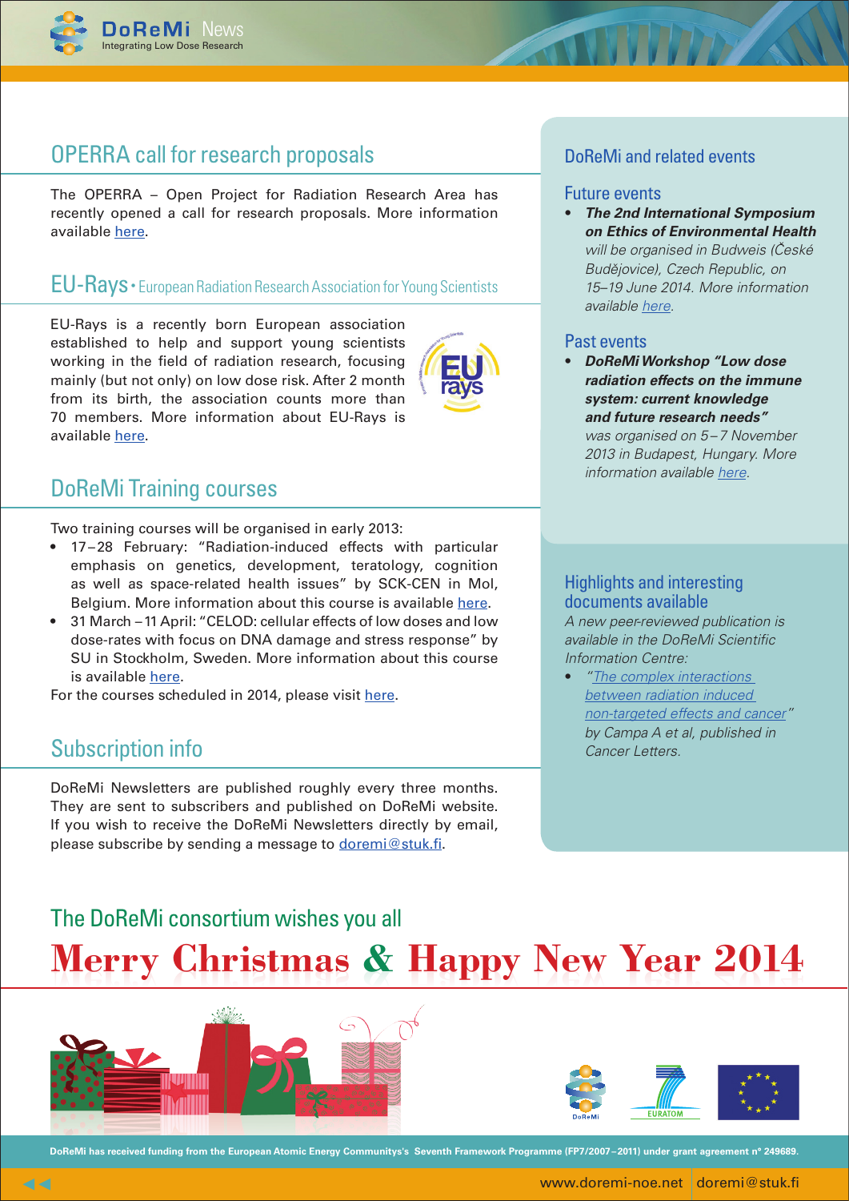## OPERRA call for research proposals

The OPERRA – Open Project for Radiation Research Area has recently opened a call for research proposals. More information available here.

## EU-Rays • European Radiation Research Association for Young Scientists

EU-Rays is a recently born European association established to help and support young scientists working in the field of radiation research, focusing mainly (but not only) on low dose risk. After 2 month from its birth, the association counts more than 70 members. More information about EU-Rays is available here.

## DoReMi Training courses

Two training courses will be organised in early 2013:

- 17–28 February: "Radiation-induced effects with particular emphasis on genetics, development, teratology, cognition as well as space-related health issues" by SCK-CEN in Mol, Belgium. More information about this course is available here.
- 31 March – 11 April: "CELOD: cellular effects of low doses and low dose-rates with focus on DNA damage and stress response" by SU in Stockholm, Sweden. More information about this course is available here.

For the courses scheduled in 2014, please visit here.

## Subscription info

DoReMi Newsletters are published roughly every three months. They are sent to subscribers and published on DoReMi website. If you wish to receive the DoReMi Newsletters directly by email, please subscribe by sending a message to doremi@stuk.fi.

## DoReMi and related events

### Future events

- ***The 2nd International Symposium on Ethics of Environmental Health*** *will be organised in Budweis (České Budějovice), Czech Republic, on 15–19 June 2014. More information available here.*

### Past events

- ***DoReMi Workshop "Low dose radiation effects on the immune system: current knowledge and future research needs"*** *was organised on 5–7 November 2013 in Budapest, Hungary. More information available here.*

## Highlights and interesting documents available

*A new peer-reviewed publication is available in the DoReMi Scientific Information Centre:*

- *"The complex interactions between radiation induced non-targeted effects and cancer" by Campa A et al, published in Cancer Letters.*

## The DoReMi consortium wishes you all

# Merry Christmas & Happy New Year 2014

DoReMi has received funding from the European Atomic Energy Communitys's Seventh Framework Programme (FP7/2007–2011) under grant agreement nº 249689.

www.doremi-noe.net | doremi@stuk.fi